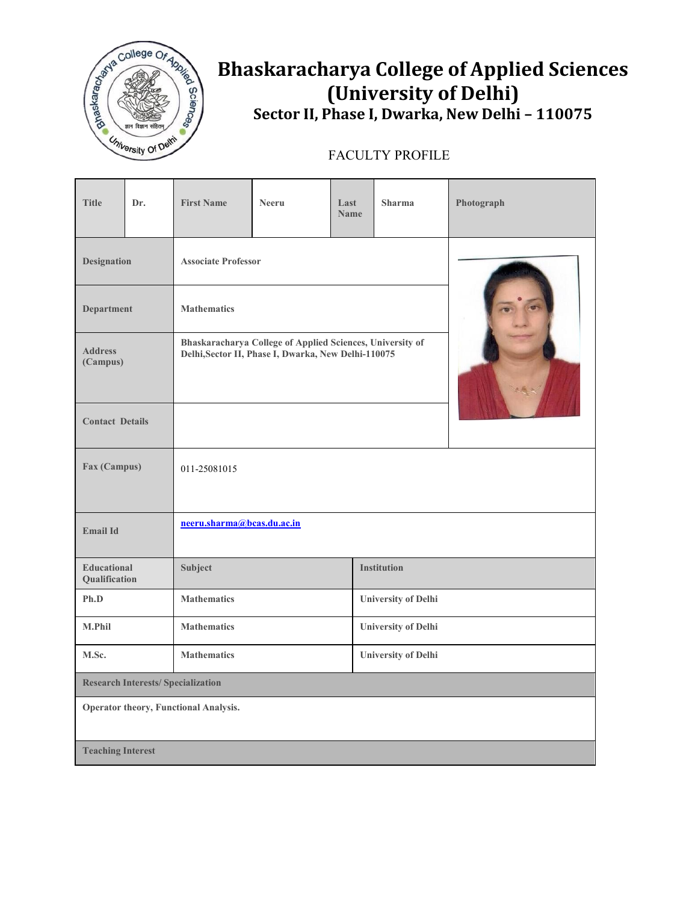# Bhaskaracharya College of Applied Sciences (University of Delhi)

## Sector II, Phase I, Dwarka, New Delhi – 110075

FACULTY PROFILE

| Title | Dr. | First Name | Neeru | Last Name | Sharma | Photograph |
|---|---|---|---|---|---|---|
| Designation | | Associate Professor | | | | |
| Department | | Mathematics | | | | |
| Address (Campus) | | Bhaskaracharya College of Applied Sciences, University of Delhi,Sector II, Phase I, Dwarka, New Delhi-110075 | | | | |
| Contact Details | | | | | | |
| Fax (Campus) | | 011-25081015 | | | | |
| Email Id | | neeru.sharma@bcas.du.ac.in | | | | |

| Educational Qualification | Subject | Institution |
|---|---|---|
| Ph.D | Mathematics | University of Delhi |
| M.Phil | Mathematics | University of Delhi |
| M.Sc. | Mathematics | University of Delhi |

**Research Interests/ Specialization**

Operator theory, Functional Analysis.

**Teaching Interest**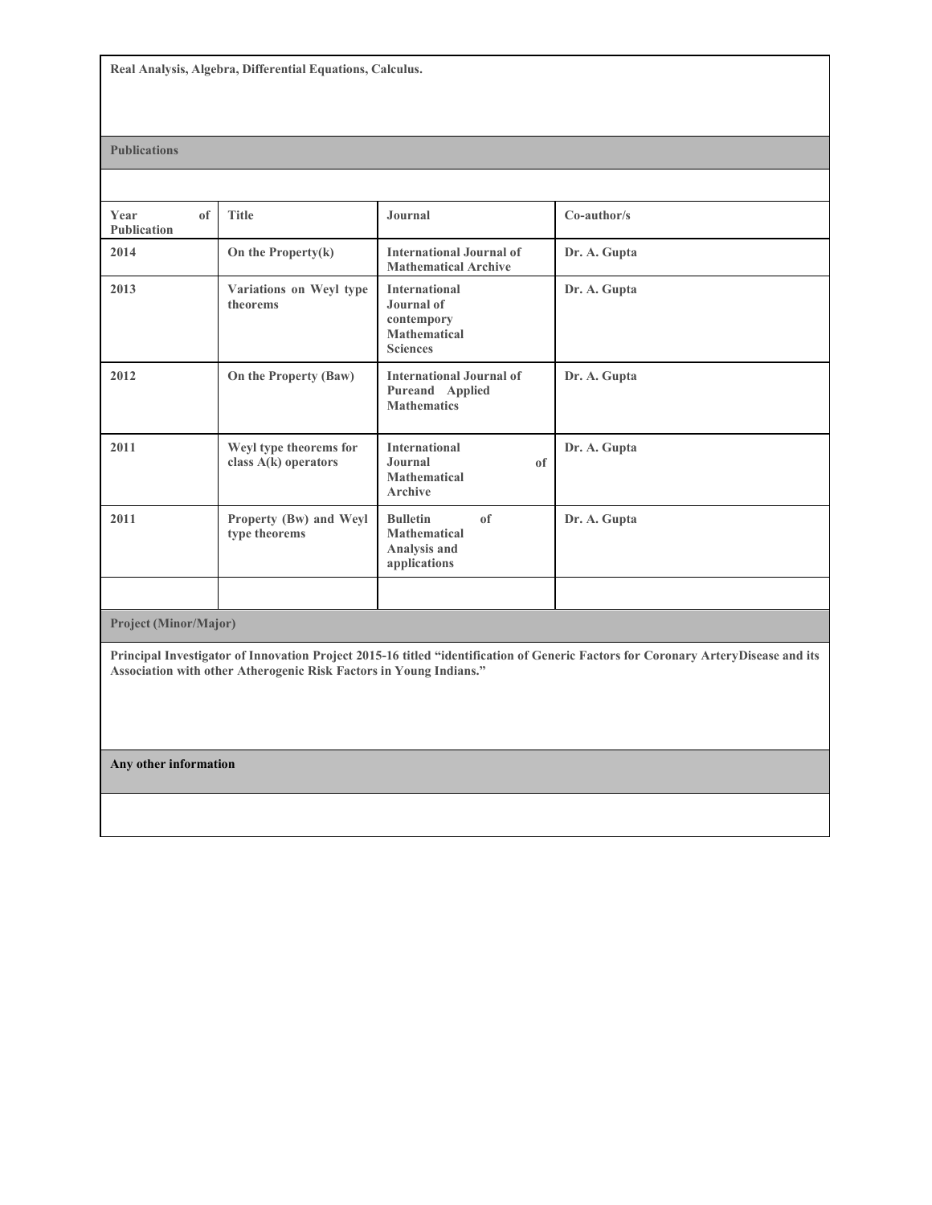**Real Analysis, Algebra, Differential Equations, Calculus.**

**Publications**

| Year of Publication | Title | Journal | Co-author/s |
|---|---|---|---|
| 2014 | On the Property(k) | International Journal of Mathematical Archive | Dr. A. Gupta |
| 2013 | Variations on Weyl type theorems | International Journal of contempory Mathematical Sciences | Dr. A. Gupta |
| 2012 | On the Property (Baw) | International Journal of Pureand Applied Mathematics | Dr. A. Gupta |
| 2011 | Weyl type theorems for class A(k) operators | International Journal of Mathematical Archive | Dr. A. Gupta |
| 2011 | Property (Bw) and Weyl type theorems | Bulletin of Mathematical Analysis and applications | Dr. A. Gupta |
| | | | |

**Project (Minor/Major)**

**Principal Investigator of Innovation Project 2015-16 titled "identification of Generic Factors for Coronary ArteryDisease and its Association with other Atherogenic Risk Factors in Young Indians."**

**Any other information**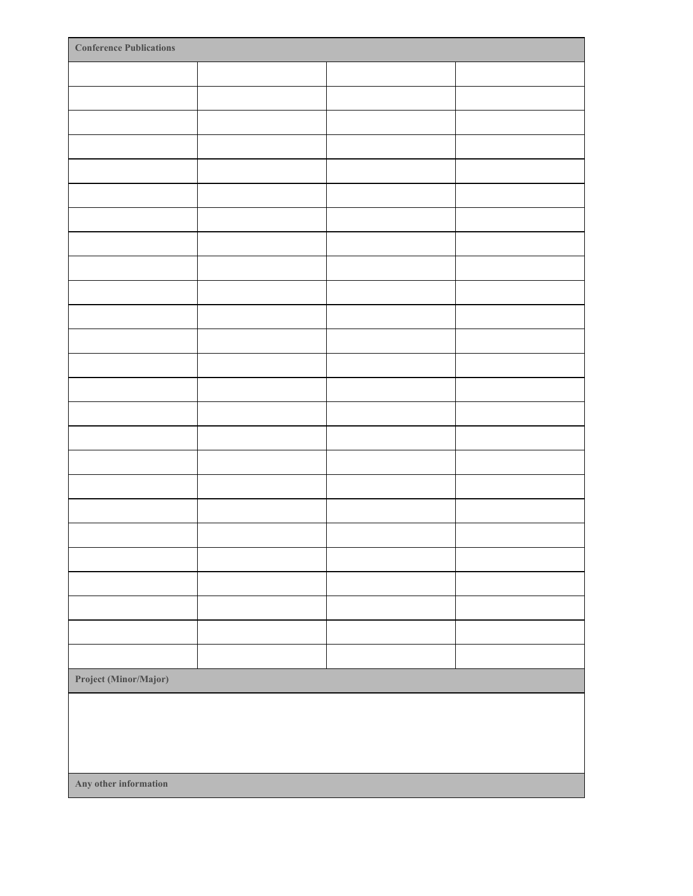**Conference Publications**

| | | | |
|---|---|---|---|
| | | | |
| | | | |
| | | | |
| | | | |
| | | | |
| | | | |
| | | | |
| | | | |
| | | | |
| | | | |
| | | | |
| | | | |
| | | | |
| | | | |
| | | | |
| | | | |
| | | | |
| | | | |
| | | | |
| | | | |
| | | | |
| | | | |
| | | | |
| | | | |

**Project (Minor/Major)**

**Any other information**